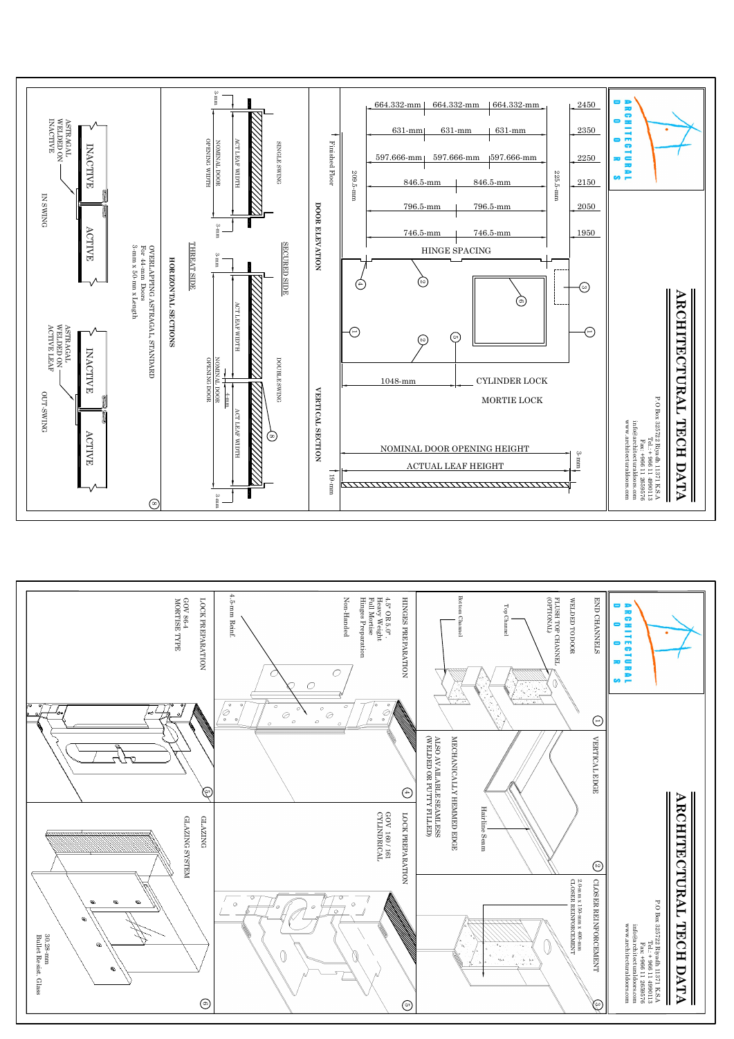# ARCHITECTURAL TECH DATA

ARCHITECTURAL DOORS

P O Box 325723 Riyadh 11371 K.S.A
Tel.: +966 11 4990113
Fax: +966 11 2659576
info@architecturaldoors.com
www.architecturaldoors.com

## DOOR ELEVATION

HINGE SPACING

| Height | Hinge Spacing | | |
|---|---|---|---|
| 2450 | 664.332-mm | 664.332-mm | 664.332-mm |
| 2350 | 631-mm | 631-mm | 631-mm |
| 2250 | 597.666-mm | 597.666-mm | 597.666-mm |
| 2150 | 846.5-mm | 846.5-mm | |
| 2050 | 796.5-mm | 796.5-mm | |
| 1950 | 746.5-mm | 746.5-mm | |

225.5-mm

209.5-mm

Finished Floor

1048-mm — CYLINDER LOCK

MORTIE LOCK

## VERTICAL SECTION

NOMINAL DOOR OPENING HEIGHT

ACTUAL LEAF HEIGHT

3-mm

19-mm

## HORIZONTAL SECTIONS

SINGLE SWING: 3-mm, ACT LEAF WIDTH, NOMINAL DOOR OPENING WIDTH, 3-mm

SECURED SIDE

THREAT SIDE

DOUBLE SWING: 3-mm, ACT LEAF WIDTH, NOMINAL DOOR OPENING DOOR, 4-mm, ACT LEAF WIDTH, 3-mm

OVERLAPPING ASTRAGAL STANDARD
For 44-mm Doors
3-mm x 50-mm x Length

IN SWING: INACTIVE / ACTIVE — ASTRAGAL WELDED ON INACTIVE

OUT-SWING: INACTIVE / ACTIVE — ASTRAGAL WELDED ON ACTIVE LEAF

---

# ARCHITECTURAL TECH DATA

ARCHITECTURAL DOORS

P O Box 325723 Riyadh 11371 K.S.A
Tel.: +966 11 4990113
Fax: +966 11 2659576
info@architecturaldoors.com
www.architecturaldoors.com

### 1. END CHANNELS

WELDED TO DOOR

FLUSH TOP CHANNEL (OPTIONAL)

Top Channel

Bottom Channel

### 2. VERTICAL EDGE

Hairline Seam

MECHANICALLY HEMMED EDGE

ALSO AVAILABLE SEAMLESS (WELDED OR PUTTY FILLED)

### 3. CLOSER REINFORCEMENT

2.0-mm x 150-mm x 400-mm CLOSER REINFORCEMENT

### 4. HINGES PREPARATION

4.5" OR 5.0"
Heavy Weight
Full Mortise
Hinges Preparation

Non-Handed

4.5-mm Reinf.

### 5. LOCK PREPARATION

GOV 86-4
MORTISE TYPE

### 5. LOCK PREPARATION

GOV 160 / 161
CYLINDRICAL

### 6. GLAZING

GLAZING SYSTEM

30.28-mm
Bullet Resist. Glass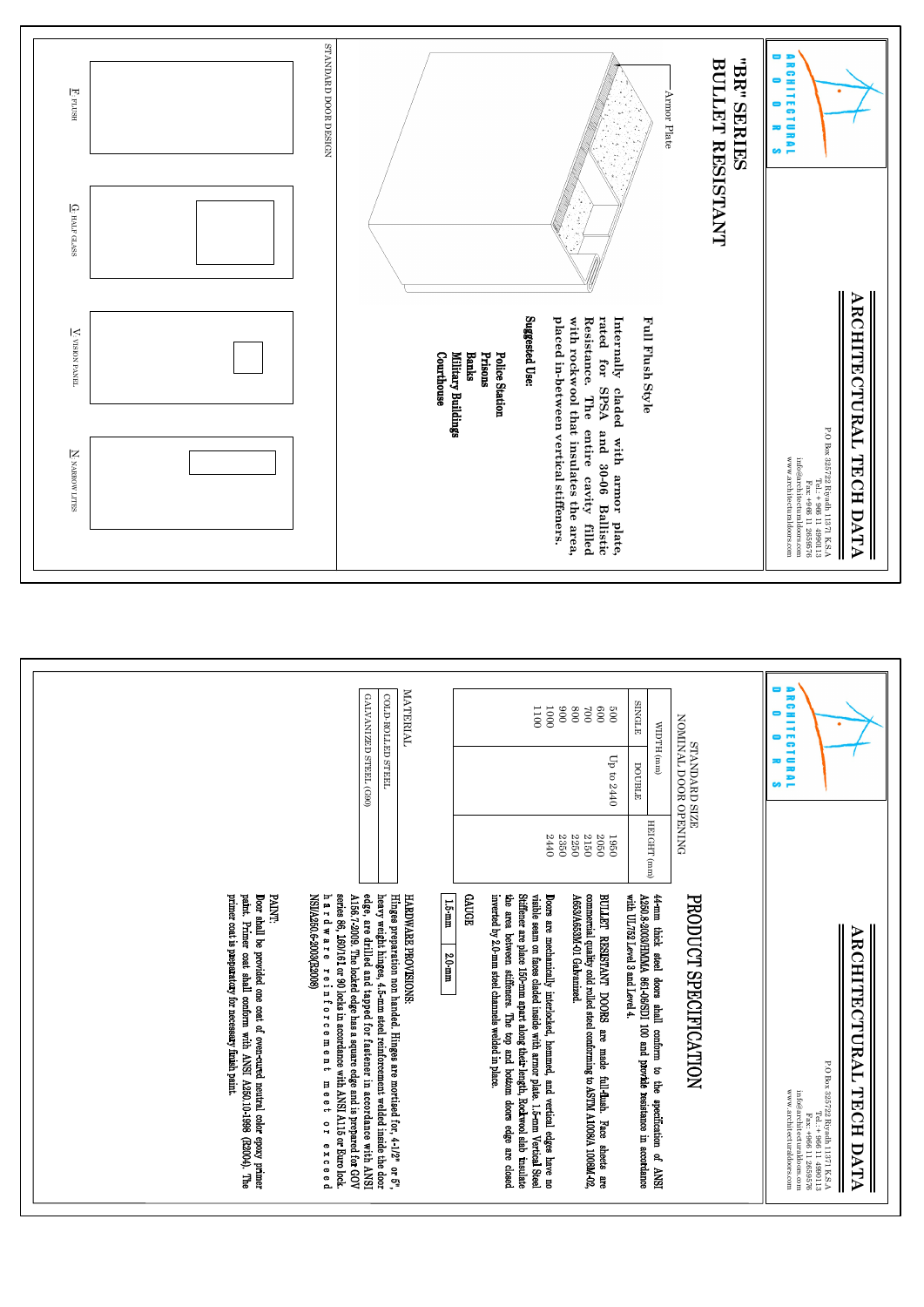# ARCHITECTURAL TECH DATA

ARCHITECTURAL DOORS

P.O Box 325722 Riyadh 11371 K.S.A
Tel.: +966 11 4990113
Fax: +966 11 2658576
info@architecturaldoors.com
www.architecturaldoors.com

# "BR" SERIES BULLET RESISTANT

Armor Plate

**Full Flush Style**

**Internally cladded with armor plate, rated for SPSA and 30-06 Ballistic Resistance. The entire cavity filled with rockwool that insulates the area, placed in-between vertical stiffeners.**

**Suggested Use:**

**Police Station**
**Prisons**
**Banks**
**Military Buildings**
**Courthouse**

STANDARD DOOR DESIGN

F FLUSH

G HALF GLASS

V VISION PANEL

N NARROW LITES

---

# ARCHITECTURAL TECH DATA

ARCHITECTURAL DOORS

P.O Box 325722 Riyadh 11371 K.S.A
Tel.: +966 11 4990113
Fax: +966 11 2658576
info@architecturaldoors.com
www.architecturaldoors.com

## PRODUCT SPECIFICATION

44-mm thick steel doors shall conform to the specification of ANSI A250.8-2003/HMMA 861-06/SDI 100 and provide resistance in accordance with UL752 Level 3 and Level 4.

BULLET RESISTANT DOORS are made full-flush. Face sheets are commercial quality cold rolled steel conforming to ASTM A1008/A 1008M-02, A653/A653M-01 Galvanized.

Doors are mechanically interlocked, hemmed, and vertical edges have no visible seam on faces cladded inside with armor plate. 1.5-mm Vertical Steel Stiffener are place 150-mm apart along their length. Rockwool slab insulate the area between stiffeners. The top and bottom doors edge are closed inverted by 2.0-mm steel channels welded in place.

GAUGE

| 1.5-mm | 2.0-mm |
|---|---|

HARDWARE PROVISIONS:
Hinges preparation non handed. Hinges are mortised for, 4-1/2" or 5", heavy weight hinges, 4.5-mm steel reinforcement welded inside the door edge, are drilled and tapped for fastener in accordance with ANSI A156.7-2009. The locked edge has a square edge and is prepared for COV series 86, 160/161 or 90 locks in accordance with ANSI A115 or Euro lock. hardware reinforcement meet or exceed NSI/A250.6-2003(R2009)

PAINT:
Door shall be provided one coat of oven-cured neutral color epoxy primer paint. Primer coat shall conform with ANSI A250.10-1998 (R2004). The primer coat is preparatory for necessary finish paint.

STANDARD SIZE
NOMINAL DOOR OPENING

| WIDTH (mm) | | HEIGHT (mm) |
|---|---|---|
| SINGLE | DOUBLE | |
| 500 | Up to 2440 | 1950 |
| 600 | | 2050 |
| 700 | | 2150 |
| 800 | | 2250 |
| 900 | | 2350 |
| 1000 | | 2440 |
| 1100 | | |

MATERIAL

| |
|---|
| COLD ROLLED STEEL |
| GALVANIZED STEEL (G90) |